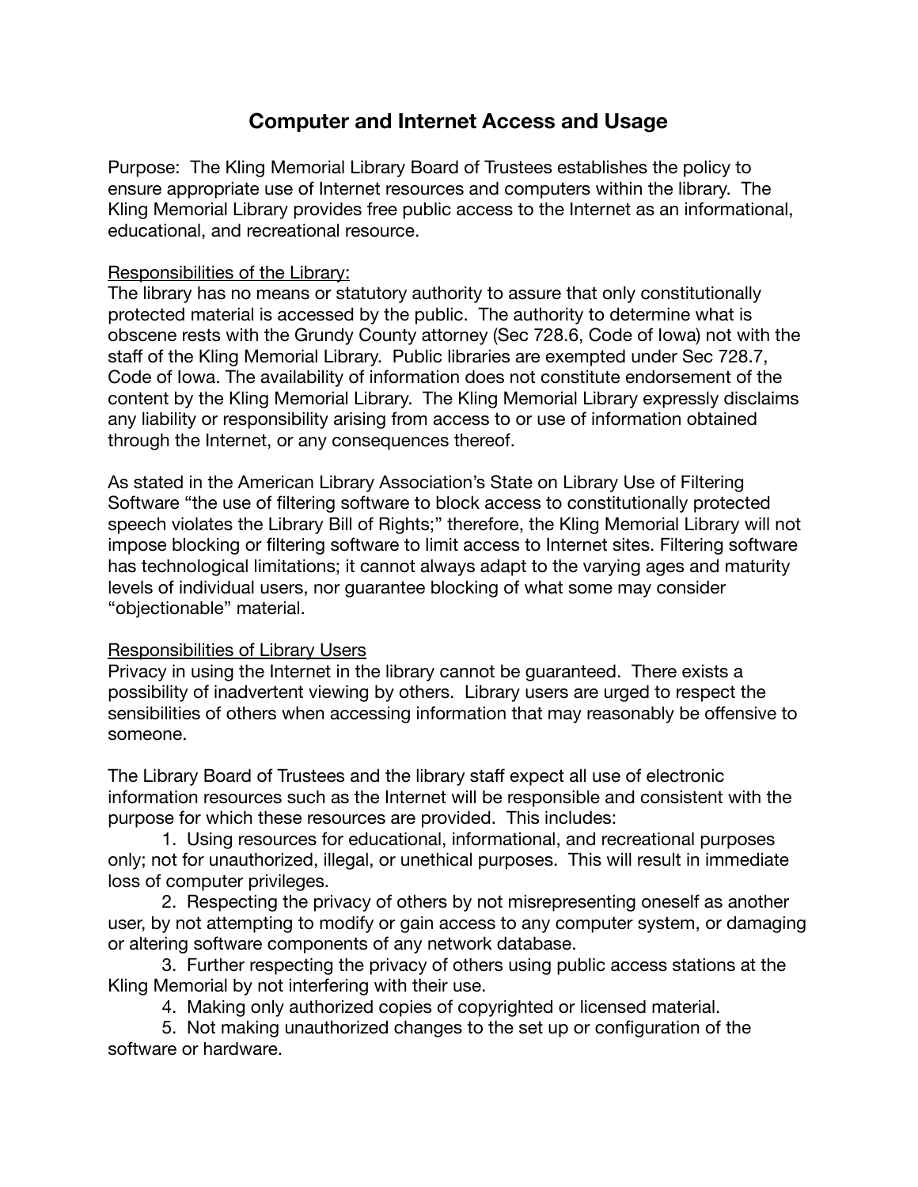# Computer and Internet Access and Usage

Purpose: The Kling Memorial Library Board of Trustees establishes the policy to ensure appropriate use of Internet resources and computers within the library. The Kling Memorial Library provides free public access to the Internet as an informational, educational, and recreational resource.

<u>Responsibilities of the Library:</u>
The library has no means or statutory authority to assure that only constitutionally protected material is accessed by the public. The authority to determine what is obscene rests with the Grundy County attorney (Sec 728.6, Code of Iowa) not with the staff of the Kling Memorial Library. Public libraries are exempted under Sec 728.7, Code of Iowa. The availability of information does not constitute endorsement of the content by the Kling Memorial Library. The Kling Memorial Library expressly disclaims any liability or responsibility arising from access to or use of information obtained through the Internet, or any consequences thereof.

As stated in the American Library Association's State on Library Use of Filtering Software "the use of filtering software to block access to constitutionally protected speech violates the Library Bill of Rights;" therefore, the Kling Memorial Library will not impose blocking or filtering software to limit access to Internet sites. Filtering software has technological limitations; it cannot always adapt to the varying ages and maturity levels of individual users, nor guarantee blocking of what some may consider "objectionable" material.

<u>Responsibilities of Library Users</u>
Privacy in using the Internet in the library cannot be guaranteed. There exists a possibility of inadvertent viewing by others. Library users are urged to respect the sensibilities of others when accessing information that may reasonably be offensive to someone.

The Library Board of Trustees and the library staff expect all use of electronic information resources such as the Internet will be responsible and consistent with the purpose for which these resources are provided. This includes:

1. Using resources for educational, informational, and recreational purposes only; not for unauthorized, illegal, or unethical purposes. This will result in immediate loss of computer privileges.
2. Respecting the privacy of others by not misrepresenting oneself as another user, by not attempting to modify or gain access to any computer system, or damaging or altering software components of any network database.
3. Further respecting the privacy of others using public access stations at the Kling Memorial by not interfering with their use.
4. Making only authorized copies of copyrighted or licensed material.
5. Not making unauthorized changes to the set up or configuration of the software or hardware.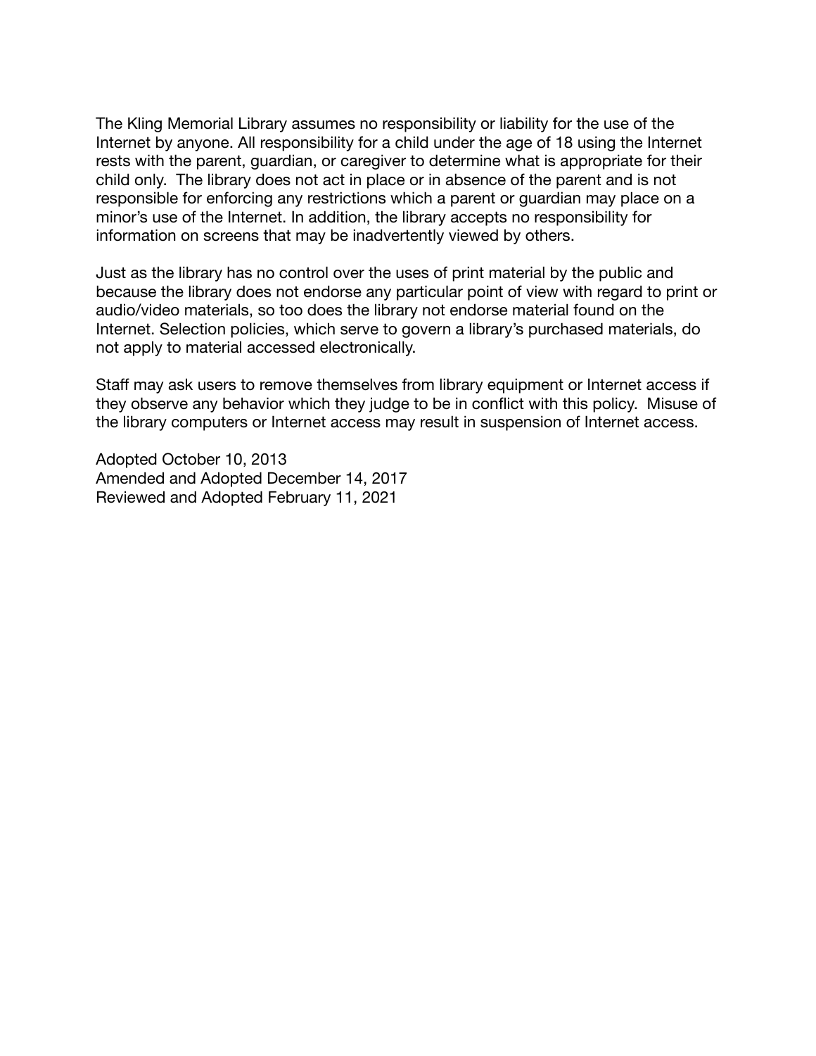The Kling Memorial Library assumes no responsibility or liability for the use of the Internet by anyone. All responsibility for a child under the age of 18 using the Internet rests with the parent, guardian, or caregiver to determine what is appropriate for their child only. The library does not act in place or in absence of the parent and is not responsible for enforcing any restrictions which a parent or guardian may place on a minor's use of the Internet. In addition, the library accepts no responsibility for information on screens that may be inadvertently viewed by others.

Just as the library has no control over the uses of print material by the public and because the library does not endorse any particular point of view with regard to print or audio/video materials, so too does the library not endorse material found on the Internet. Selection policies, which serve to govern a library's purchased materials, do not apply to material accessed electronically.

Staff may ask users to remove themselves from library equipment or Internet access if they observe any behavior which they judge to be in conflict with this policy. Misuse of the library computers or Internet access may result in suspension of Internet access.

Adopted October 10, 2013
Amended and Adopted December 14, 2017
Reviewed and Adopted February 11, 2021